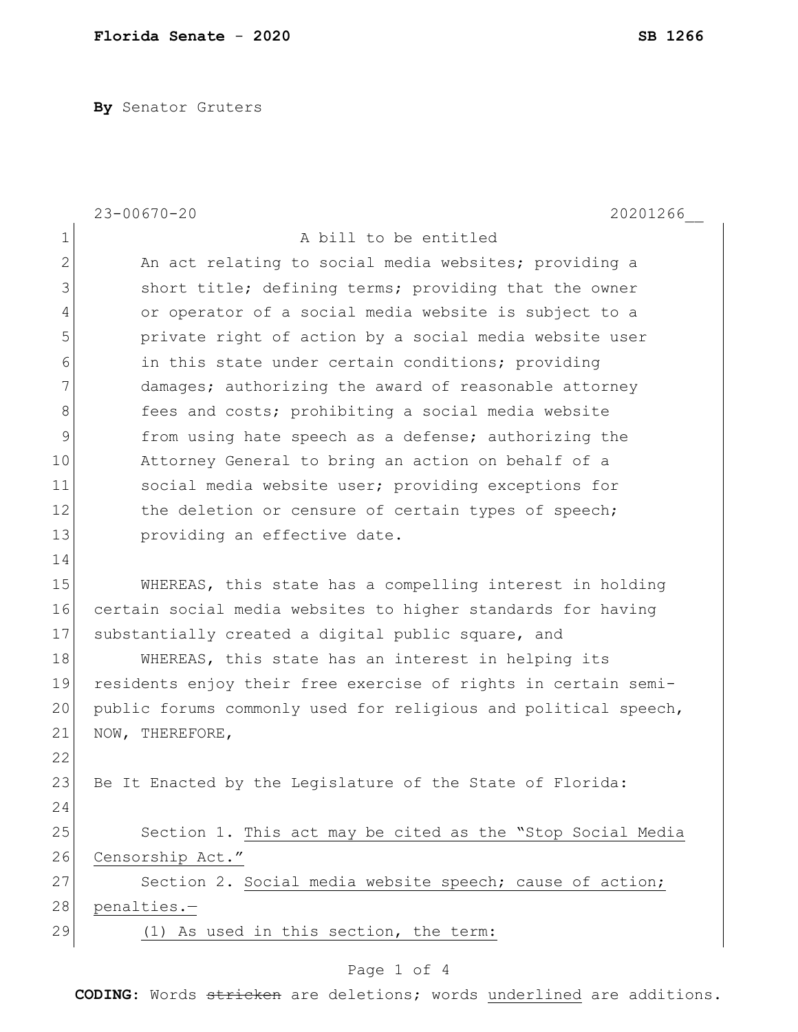**By** Senator Gruters

23-00670-20 20201266__

A bill to be entitled

An act relating to social media websites; providing a short title; defining terms; providing that the owner or operator of a social media website is subject to a private right of action by a social media website user in this state under certain conditions; providing damages; authorizing the award of reasonable attorney fees and costs; prohibiting a social media website from using hate speech as a defense; authorizing the Attorney General to bring an action on behalf of a social media website user; providing exceptions for the deletion or censure of certain types of speech; providing an effective date.

WHEREAS, this state has a compelling interest in holding certain social media websites to higher standards for having substantially created a digital public square, and

WHEREAS, this state has an interest in helping its residents enjoy their free exercise of rights in certain semi-public forums commonly used for religious and political speech, NOW, THEREFORE,

Be It Enacted by the Legislature of the State of Florida:

Section 1. This act may be cited as the "Stop Social Media Censorship Act."

Section 2. Social media website speech; cause of action; penalties.—

(1) As used in this section, the term:

**CODING:** Words ~~stricken~~ are deletions; words underlined are additions.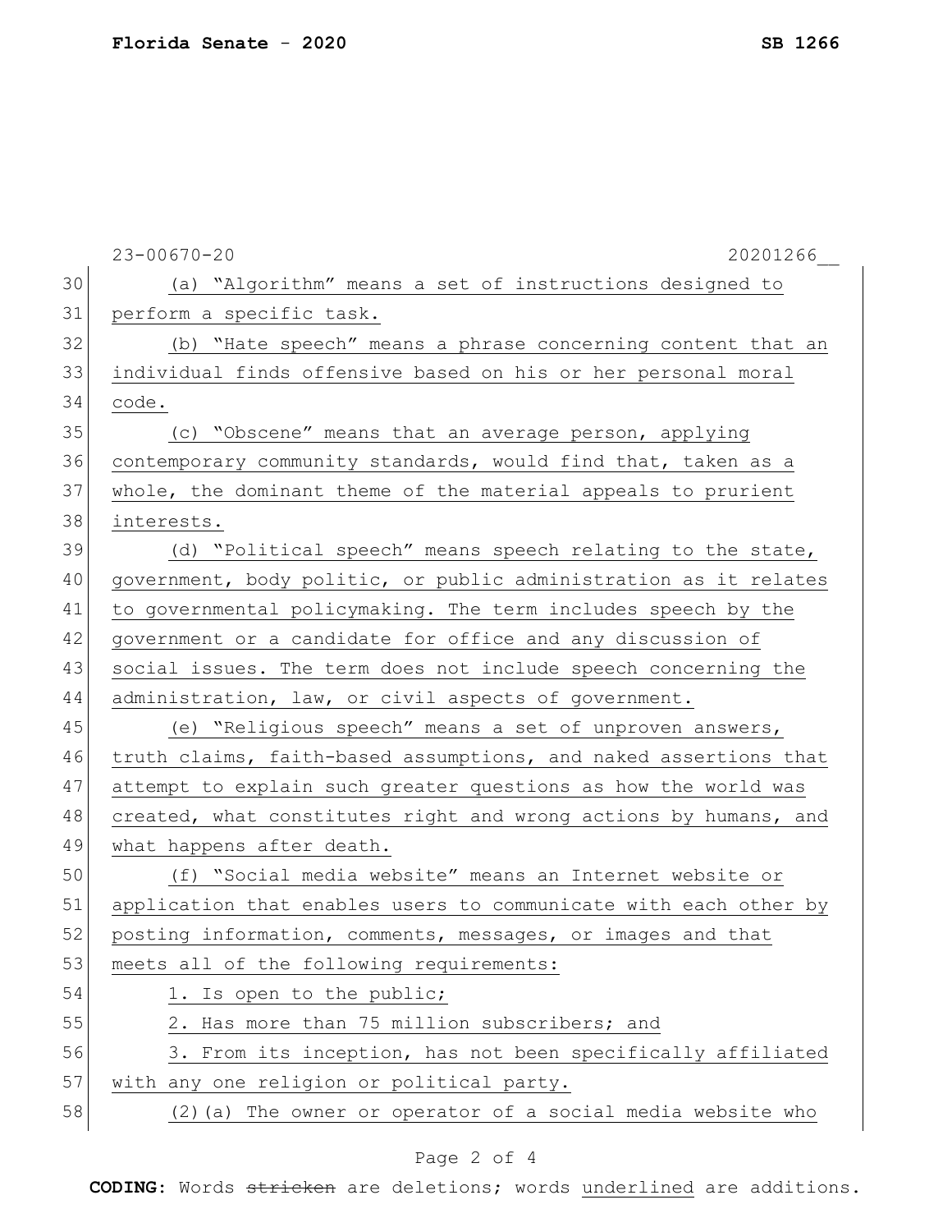(a) "Algorithm" means a set of instructions designed to perform a specific task.

(b) "Hate speech" means a phrase concerning content that an individual finds offensive based on his or her personal moral code.

(c) "Obscene" means that an average person, applying contemporary community standards, would find that, taken as a whole, the dominant theme of the material appeals to prurient interests.

(d) "Political speech" means speech relating to the state, government, body politic, or public administration as it relates to governmental policymaking. The term includes speech by the government or a candidate for office and any discussion of social issues. The term does not include speech concerning the administration, law, or civil aspects of government.

(e) "Religious speech" means a set of unproven answers, truth claims, faith-based assumptions, and naked assertions that attempt to explain such greater questions as how the world was created, what constitutes right and wrong actions by humans, and what happens after death.

(f) "Social media website" means an Internet website or application that enables users to communicate with each other by posting information, comments, messages, or images and that meets all of the following requirements:

1. Is open to the public;

2. Has more than 75 million subscribers; and

3. From its inception, has not been specifically affiliated with any one religion or political party.

(2)(a) The owner or operator of a social media website who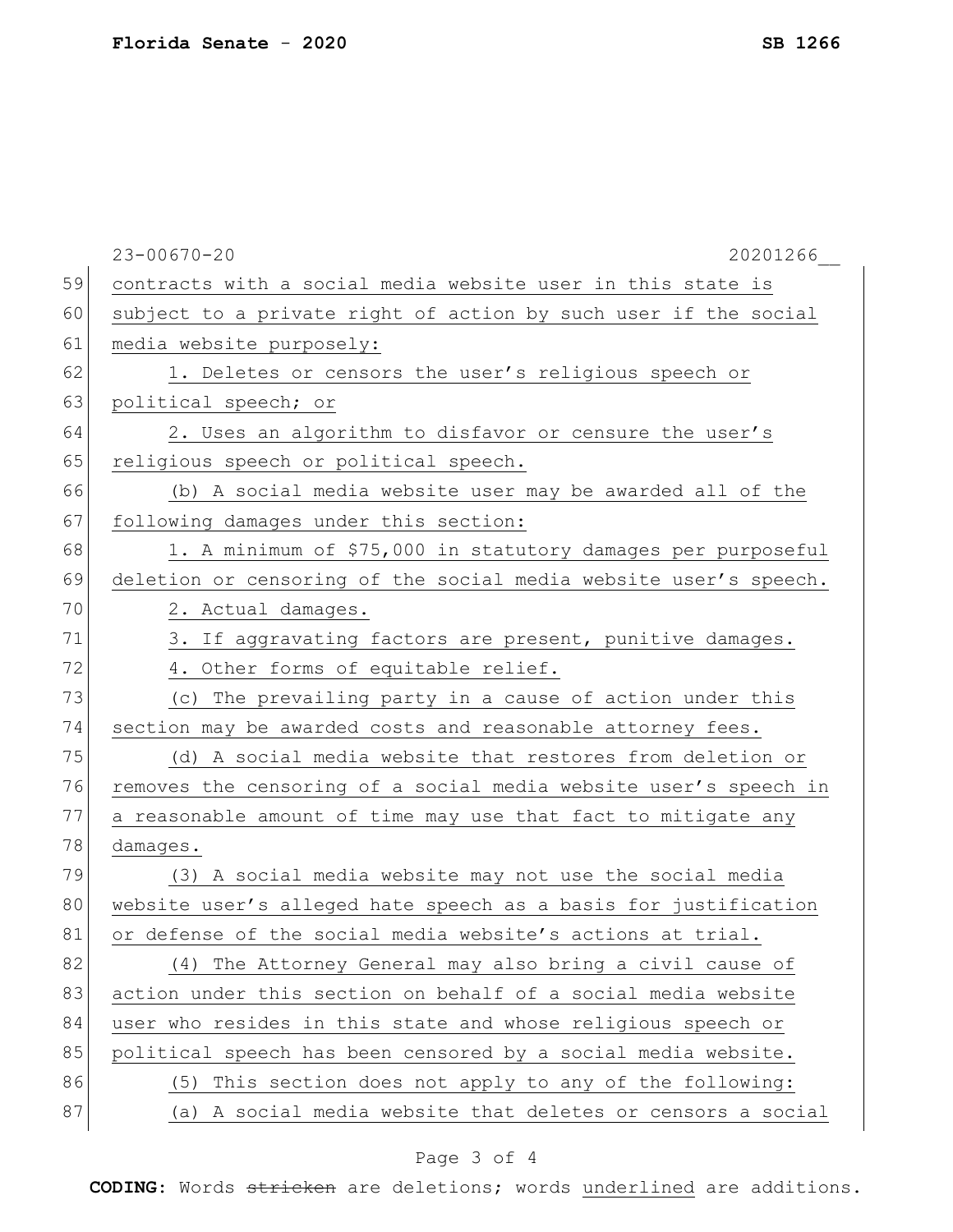contracts with a social media website user in this state is subject to a private right of action by such user if the social media website purposely:

1. Deletes or censors the user's religious speech or political speech; or

2. Uses an algorithm to disfavor or censure the user's religious speech or political speech.

(b) A social media website user may be awarded all of the following damages under this section:

1. A minimum of $75,000 in statutory damages per purposeful deletion or censoring of the social media website user's speech.

2. Actual damages.

3. If aggravating factors are present, punitive damages.

4. Other forms of equitable relief.

(c) The prevailing party in a cause of action under this section may be awarded costs and reasonable attorney fees.

(d) A social media website that restores from deletion or removes the censoring of a social media website user's speech in a reasonable amount of time may use that fact to mitigate any damages.

(3) A social media website may not use the social media website user's alleged hate speech as a basis for justification or defense of the social media website's actions at trial.

(4) The Attorney General may also bring a civil cause of action under this section on behalf of a social media website user who resides in this state and whose religious speech or political speech has been censored by a social media website.

(5) This section does not apply to any of the following:

(a) A social media website that deletes or censors a social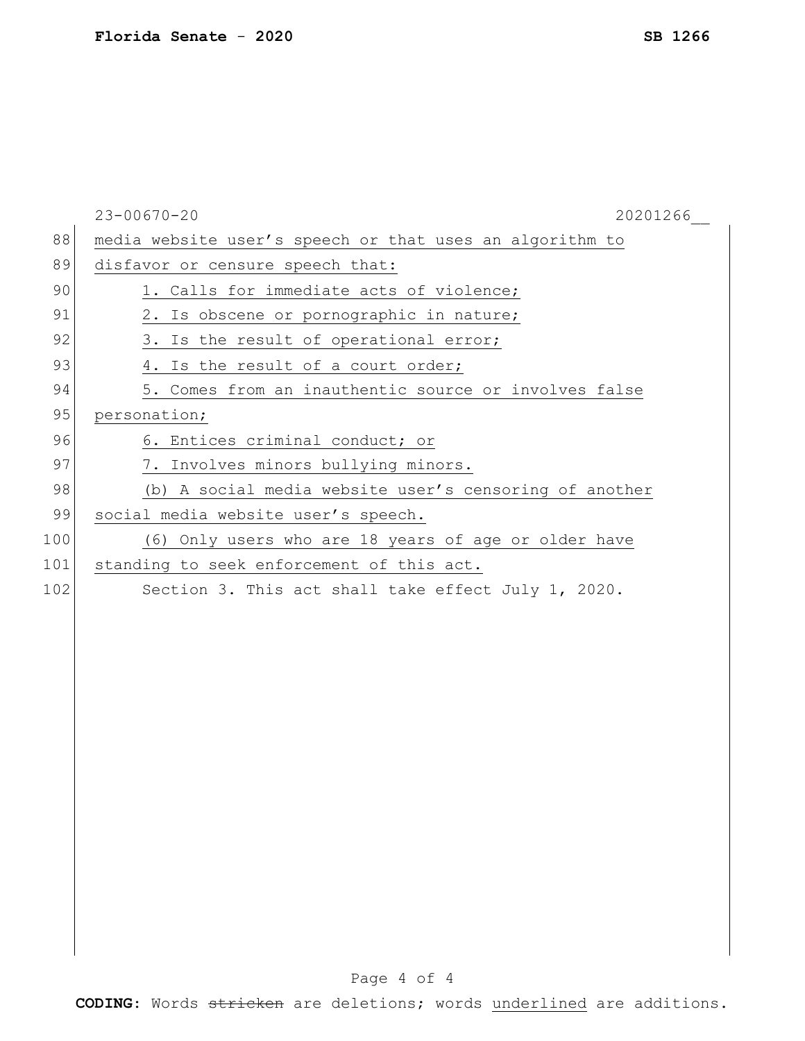media website user's speech or that uses an algorithm to disfavor or censure speech that:

1. Calls for immediate acts of violence;
2. Is obscene or pornographic in nature;
3. Is the result of operational error;
4. Is the result of a court order;
5. Comes from an inauthentic source or involves false personation;
6. Entices criminal conduct; or
7. Involves minors bullying minors.

(b) A social media website user's censoring of another social media website user's speech.

(6) Only users who are 18 years of age or older have standing to seek enforcement of this act.

Section 3. This act shall take effect July 1, 2020.

**CODING:** Words ~~stricken~~ are deletions; words underlined are additions.